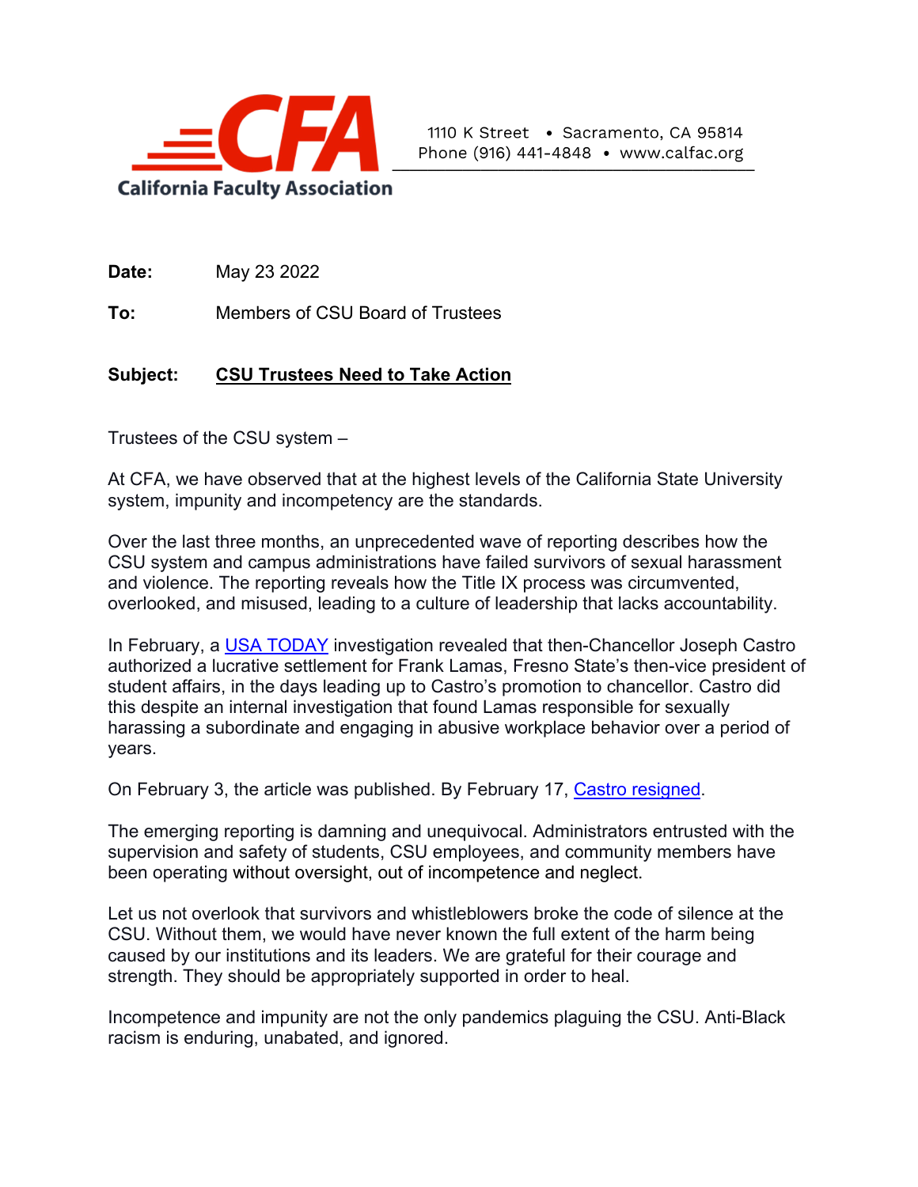**CFA**
**California Faculty Association**

1110 K Street • Sacramento, CA 95814
Phone (916) 441-4848 • www.calfac.org

**Date:** May 23 2022

**To:** Members of CSU Board of Trustees

**Subject:** **CSU Trustees Need to Take Action**

Trustees of the CSU system –

At CFA, we have observed that at the highest levels of the California State University system, impunity and incompetency are the standards.

Over the last three months, an unprecedented wave of reporting describes how the CSU system and campus administrations have failed survivors of sexual harassment and violence. The reporting reveals how the Title IX process was circumvented, overlooked, and misused, leading to a culture of leadership that lacks accountability.

In February, a USA TODAY investigation revealed that then-Chancellor Joseph Castro authorized a lucrative settlement for Frank Lamas, Fresno State's then-vice president of student affairs, in the days leading up to Castro's promotion to chancellor. Castro did this despite an internal investigation that found Lamas responsible for sexually harassing a subordinate and engaging in abusive workplace behavior over a period of years.

On February 3, the article was published. By February 17, Castro resigned.

The emerging reporting is damning and unequivocal. Administrators entrusted with the supervision and safety of students, CSU employees, and community members have been operating without oversight, out of incompetence and neglect.

Let us not overlook that survivors and whistleblowers broke the code of silence at the CSU. Without them, we would have never known the full extent of the harm being caused by our institutions and its leaders. We are grateful for their courage and strength. They should be appropriately supported in order to heal.

Incompetence and impunity are not the only pandemics plaguing the CSU. Anti-Black racism is enduring, unabated, and ignored.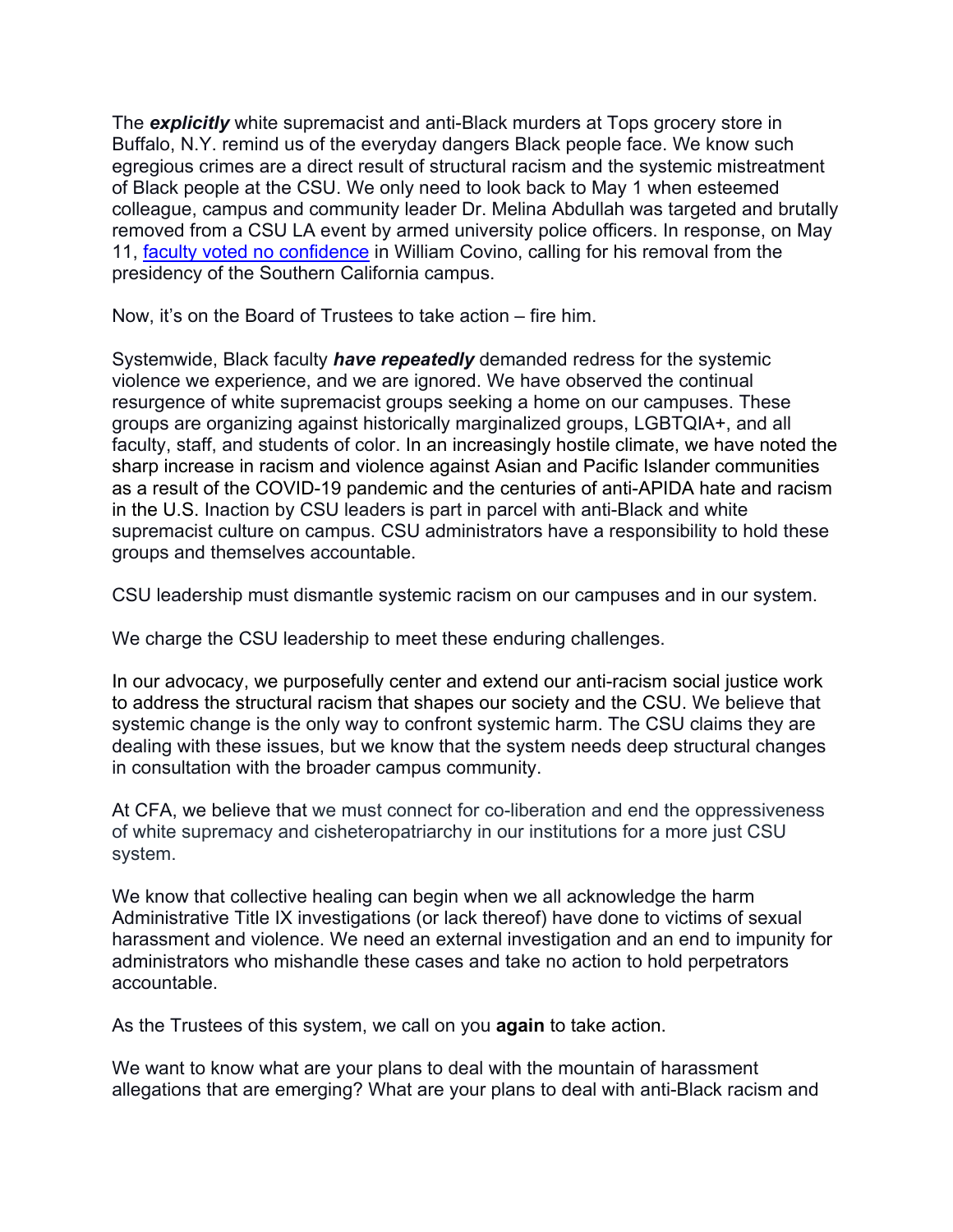The ***explicitly*** white supremacist and anti-Black murders at Tops grocery store in Buffalo, N.Y. remind us of the everyday dangers Black people face. We know such egregious crimes are a direct result of structural racism and the systemic mistreatment of Black people at the CSU. We only need to look back to May 1 when esteemed colleague, campus and community leader Dr. Melina Abdullah was targeted and brutally removed from a CSU LA event by armed university police officers. In response, on May 11, faculty voted no confidence in William Covino, calling for his removal from the presidency of the Southern California campus.

Now, it's on the Board of Trustees to take action – fire him.

Systemwide, Black faculty ***have repeatedly*** demanded redress for the systemic violence we experience, and we are ignored. We have observed the continual resurgence of white supremacist groups seeking a home on our campuses. These groups are organizing against historically marginalized groups, LGBTQIA+, and all faculty, staff, and students of color. In an increasingly hostile climate, we have noted the sharp increase in racism and violence against Asian and Pacific Islander communities as a result of the COVID-19 pandemic and the centuries of anti-APIDA hate and racism in the U.S. Inaction by CSU leaders is part in parcel with anti-Black and white supremacist culture on campus. CSU administrators have a responsibility to hold these groups and themselves accountable.

CSU leadership must dismantle systemic racism on our campuses and in our system.

We charge the CSU leadership to meet these enduring challenges.

In our advocacy, we purposefully center and extend our anti-racism social justice work to address the structural racism that shapes our society and the CSU. We believe that systemic change is the only way to confront systemic harm. The CSU claims they are dealing with these issues, but we know that the system needs deep structural changes in consultation with the broader campus community.

At CFA, we believe that we must connect for co-liberation and end the oppressiveness of white supremacy and cisheteropatriarchy in our institutions for a more just CSU system.

We know that collective healing can begin when we all acknowledge the harm Administrative Title IX investigations (or lack thereof) have done to victims of sexual harassment and violence. We need an external investigation and an end to impunity for administrators who mishandle these cases and take no action to hold perpetrators accountable.

As the Trustees of this system, we call on you **again** to take action.

We want to know what are your plans to deal with the mountain of harassment allegations that are emerging? What are your plans to deal with anti-Black racism and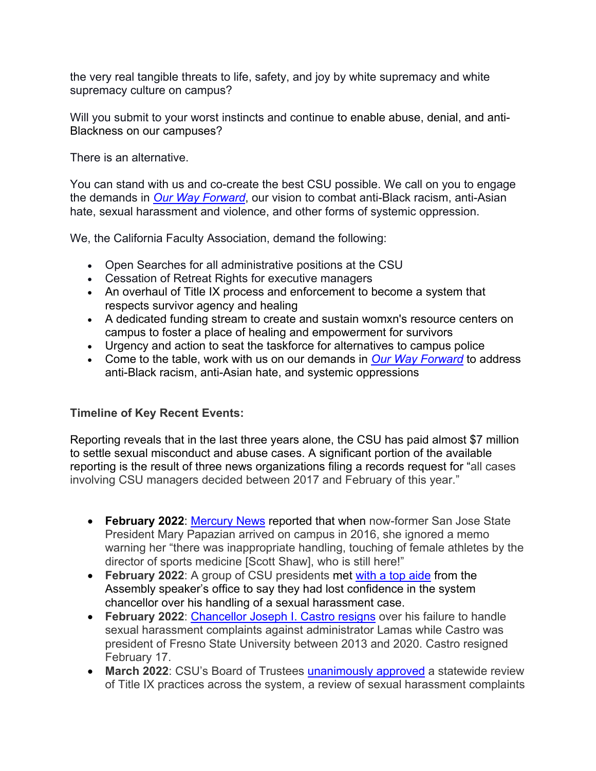the very real tangible threats to life, safety, and joy by white supremacy and white supremacy culture on campus?

Will you submit to your worst instincts and continue to enable abuse, denial, and anti-Blackness on our campuses?

There is an alternative.

You can stand with us and co-create the best CSU possible. We call on you to engage the demands in *Our Way Forward*, our vision to combat anti-Black racism, anti-Asian hate, sexual harassment and violence, and other forms of systemic oppression.

We, the California Faculty Association, demand the following:

- Open Searches for all administrative positions at the CSU
- Cessation of Retreat Rights for executive managers
- An overhaul of Title IX process and enforcement to become a system that respects survivor agency and healing
- A dedicated funding stream to create and sustain womxn's resource centers on campus to foster a place of healing and empowerment for survivors
- Urgency and action to seat the taskforce for alternatives to campus police
- Come to the table, work with us on our demands in *Our Way Forward* to address anti-Black racism, anti-Asian hate, and systemic oppressions

**Timeline of Key Recent Events:**

Reporting reveals that in the last three years alone, the CSU has paid almost $7 million to settle sexual misconduct and abuse cases. A significant portion of the available reporting is the result of three news organizations filing a records request for "all cases involving CSU managers decided between 2017 and February of this year."

- **February 2022**: Mercury News reported that when now-former San Jose State President Mary Papazian arrived on campus in 2016, she ignored a memo warning her "there was inappropriate handling, touching of female athletes by the director of sports medicine [Scott Shaw], who is still here!"
- **February 2022**: A group of CSU presidents met with a top aide from the Assembly speaker's office to say they had lost confidence in the system chancellor over his handling of a sexual harassment case.
- **February 2022**: Chancellor Joseph I. Castro resigns over his failure to handle sexual harassment complaints against administrator Lamas while Castro was president of Fresno State University between 2013 and 2020. Castro resigned February 17.
- **March 2022**: CSU's Board of Trustees unanimously approved a statewide review of Title IX practices across the system, a review of sexual harassment complaints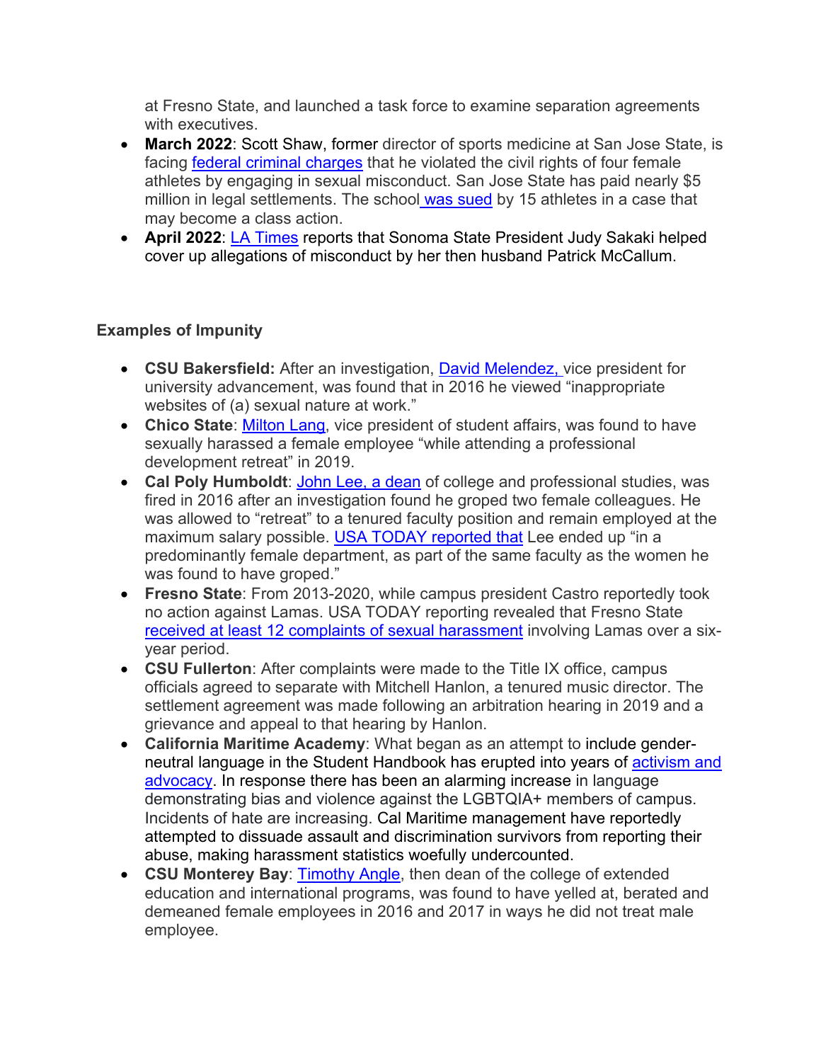at Fresno State, and launched a task force to examine separation agreements with executives.

- **March 2022**: Scott Shaw, former director of sports medicine at San Jose State, is facing federal criminal charges that he violated the civil rights of four female athletes by engaging in sexual misconduct. San Jose State has paid nearly $5 million in legal settlements. The school was sued by 15 athletes in a case that may become a class action.
- **April 2022**: LA Times reports that Sonoma State President Judy Sakaki helped cover up allegations of misconduct by her then husband Patrick McCallum.

**Examples of Impunity**

- **CSU Bakersfield:** After an investigation, David Melendez, vice president for university advancement, was found that in 2016 he viewed "inappropriate websites of (a) sexual nature at work."
- **Chico State**: Milton Lang, vice president of student affairs, was found to have sexually harassed a female employee "while attending a professional development retreat" in 2019.
- **Cal Poly Humboldt**: John Lee, a dean of college and professional studies, was fired in 2016 after an investigation found he groped two female colleagues. He was allowed to "retreat" to a tenured faculty position and remain employed at the maximum salary possible. USA TODAY reported that Lee ended up "in a predominantly female department, as part of the same faculty as the women he was found to have groped."
- **Fresno State**: From 2013-2020, while campus president Castro reportedly took no action against Lamas. USA TODAY reporting revealed that Fresno State received at least 12 complaints of sexual harassment involving Lamas over a six-year period.
- **CSU Fullerton**: After complaints were made to the Title IX office, campus officials agreed to separate with Mitchell Hanlon, a tenured music director. The settlement agreement was made following an arbitration hearing in 2019 and a grievance and appeal to that hearing by Hanlon.
- **California Maritime Academy**: What began as an attempt to include gender-neutral language in the Student Handbook has erupted into years of activism and advocacy. In response there has been an alarming increase in language demonstrating bias and violence against the LGBTQIA+ members of campus. Incidents of hate are increasing. Cal Maritime management have reportedly attempted to dissuade assault and discrimination survivors from reporting their abuse, making harassment statistics woefully undercounted.
- **CSU Monterey Bay**: Timothy Angle, then dean of the college of extended education and international programs, was found to have yelled at, berated and demeaned female employees in 2016 and 2017 in ways he did not treat male employee.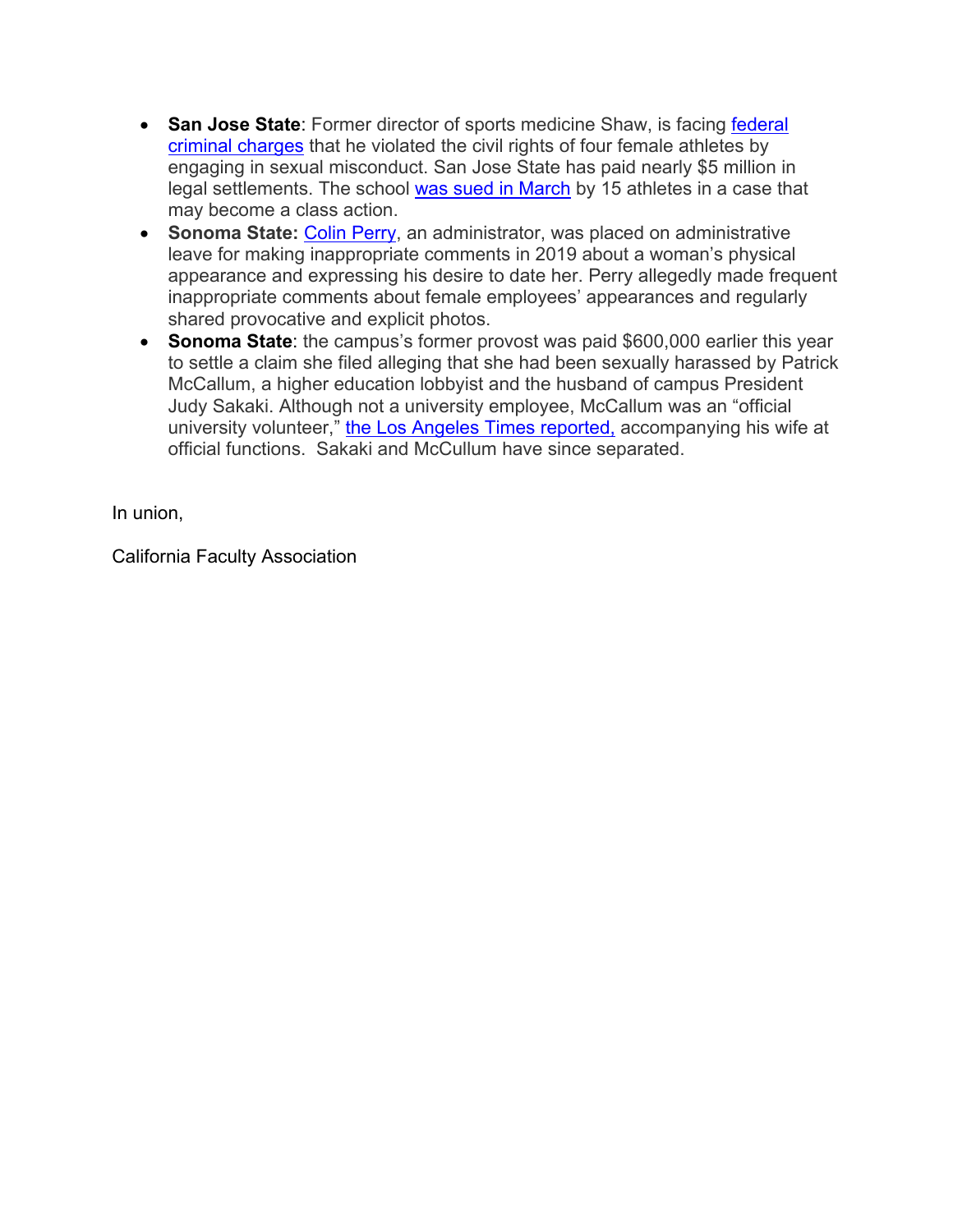- **San Jose State**: Former director of sports medicine Shaw, is facing federal criminal charges that he violated the civil rights of four female athletes by engaging in sexual misconduct. San Jose State has paid nearly $5 million in legal settlements. The school was sued in March by 15 athletes in a case that may become a class action.
- **Sonoma State:** Colin Perry, an administrator, was placed on administrative leave for making inappropriate comments in 2019 about a woman's physical appearance and expressing his desire to date her. Perry allegedly made frequent inappropriate comments about female employees' appearances and regularly shared provocative and explicit photos.
- **Sonoma State**: the campus's former provost was paid $600,000 earlier this year to settle a claim she filed alleging that she had been sexually harassed by Patrick McCallum, a higher education lobbyist and the husband of campus President Judy Sakaki. Although not a university employee, McCallum was an "official university volunteer," the Los Angeles Times reported, accompanying his wife at official functions. Sakaki and McCullum have since separated.

In union,

California Faculty Association